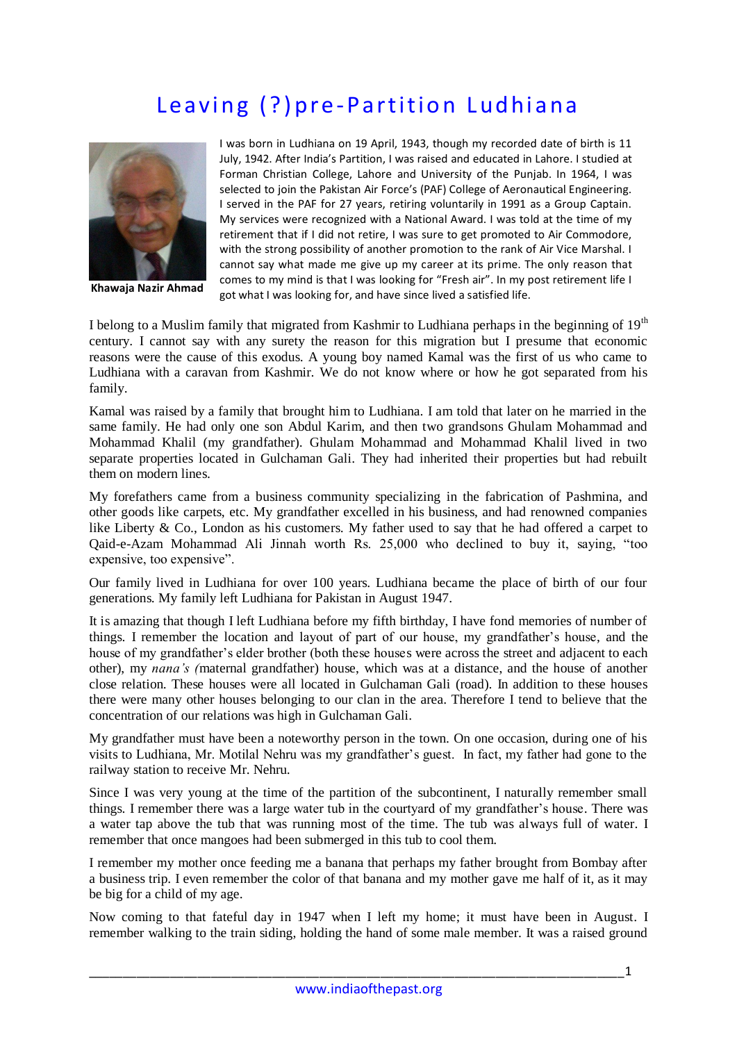# Leaving (?)pre-Partition Ludhiana

**Khawaja Nazir Ahmad**

I was born in Ludhiana on 19 April, 1943, though my recorded date of birth is 11 July, 1942. After India's Partition, I was raised and educated in Lahore. I studied at Forman Christian College, Lahore and University of the Punjab. In 1964, I was selected to join the Pakistan Air Force's (PAF) College of Aeronautical Engineering. I served in the PAF for 27 years, retiring voluntarily in 1991 as a Group Captain. My services were recognized with a National Award. I was told at the time of my retirement that if I did not retire, I was sure to get promoted to Air Commodore, with the strong possibility of another promotion to the rank of Air Vice Marshal. I cannot say what made me give up my career at its prime. The only reason that comes to my mind is that I was looking for "Fresh air". In my post retirement life I got what I was looking for, and have since lived a satisfied life.

I belong to a Muslim family that migrated from Kashmir to Ludhiana perhaps in the beginning of 19th century. I cannot say with any surety the reason for this migration but I presume that economic reasons were the cause of this exodus. A young boy named Kamal was the first of us who came to Ludhiana with a caravan from Kashmir. We do not know where or how he got separated from his family.

Kamal was raised by a family that brought him to Ludhiana. I am told that later on he married in the same family. He had only one son Abdul Karim, and then two grandsons Ghulam Mohammad and Mohammad Khalil (my grandfather). Ghulam Mohammad and Mohammad Khalil lived in two separate properties located in Gulchaman Gali. They had inherited their properties but had rebuilt them on modern lines.

My forefathers came from a business community specializing in the fabrication of Pashmina, and other goods like carpets, etc. My grandfather excelled in his business, and had renowned companies like Liberty & Co., London as his customers. My father used to say that he had offered a carpet to Qaid-e-Azam Mohammad Ali Jinnah worth Rs. 25,000 who declined to buy it, saying, "too expensive, too expensive".

Our family lived in Ludhiana for over 100 years. Ludhiana became the place of birth of our four generations. My family left Ludhiana for Pakistan in August 1947.

It is amazing that though I left Ludhiana before my fifth birthday, I have fond memories of number of things. I remember the location and layout of part of our house, my grandfather's house, and the house of my grandfather's elder brother (both these houses were across the street and adjacent to each other), my *nana's (*maternal grandfather) house, which was at a distance, and the house of another close relation. These houses were all located in Gulchaman Gali (road). In addition to these houses there were many other houses belonging to our clan in the area. Therefore I tend to believe that the concentration of our relations was high in Gulchaman Gali.

My grandfather must have been a noteworthy person in the town. On one occasion, during one of his visits to Ludhiana, Mr. Motilal Nehru was my grandfather's guest. In fact, my father had gone to the railway station to receive Mr. Nehru.

Since I was very young at the time of the partition of the subcontinent, I naturally remember small things. I remember there was a large water tub in the courtyard of my grandfather's house. There was a water tap above the tub that was running most of the time. The tub was always full of water. I remember that once mangoes had been submerged in this tub to cool them.

I remember my mother once feeding me a banana that perhaps my father brought from Bombay after a business trip. I even remember the color of that banana and my mother gave me half of it, as it may be big for a child of my age.

Now coming to that fateful day in 1947 when I left my home; it must have been in August. I remember walking to the train siding, holding the hand of some male member. It was a raised ground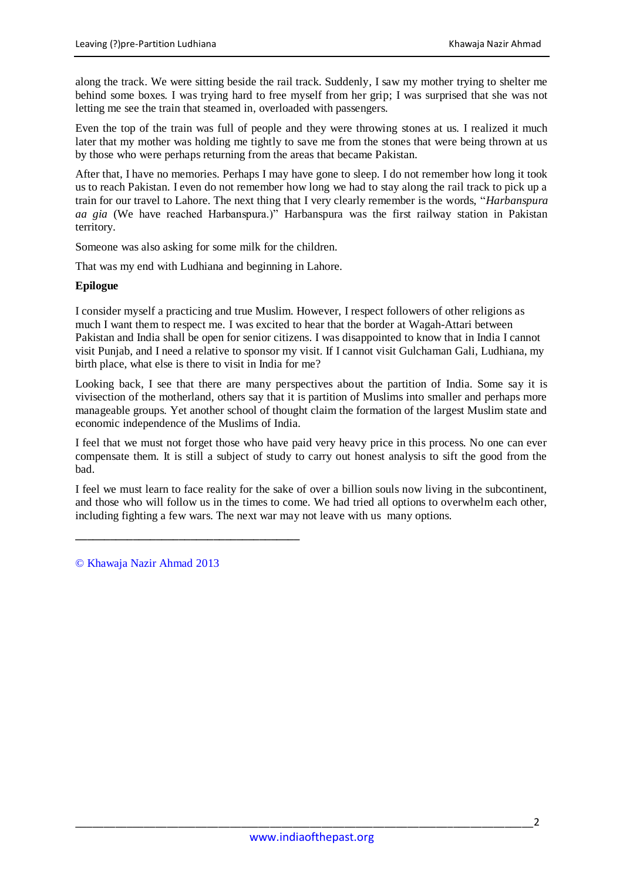along the track. We were sitting beside the rail track. Suddenly, I saw my mother trying to shelter me behind some boxes. I was trying hard to free myself from her grip; I was surprised that she was not letting me see the train that steamed in, overloaded with passengers.

Even the top of the train was full of people and they were throwing stones at us. I realized it much later that my mother was holding me tightly to save me from the stones that were being thrown at us by those who were perhaps returning from the areas that became Pakistan.

After that, I have no memories. Perhaps I may have gone to sleep. I do not remember how long it took us to reach Pakistan. I even do not remember how long we had to stay along the rail track to pick up a train for our travel to Lahore. The next thing that I very clearly remember is the words, "*Harbanspura aa gia* (We have reached Harbanspura.)" Harbanspura was the first railway station in Pakistan territory.

Someone was also asking for some milk for the children.

That was my end with Ludhiana and beginning in Lahore.

**Epilogue**

I consider myself a practicing and true Muslim. However, I respect followers of other religions as much I want them to respect me. I was excited to hear that the border at Wagah-Attari between Pakistan and India shall be open for senior citizens. I was disappointed to know that in India I cannot visit Punjab, and I need a relative to sponsor my visit. If I cannot visit Gulchaman Gali, Ludhiana, my birth place, what else is there to visit in India for me?

Looking back, I see that there are many perspectives about the partition of India. Some say it is vivisection of the motherland, others say that it is partition of Muslims into smaller and perhaps more manageable groups. Yet another school of thought claim the formation of the largest Muslim state and economic independence of the Muslims of India.

I feel that we must not forget those who have paid very heavy price in this process. No one can ever compensate them. It is still a subject of study to carry out honest analysis to sift the good from the bad.

I feel we must learn to face reality for the sake of over a billion souls now living in the subcontinent, and those who will follow us in the times to come. We had tried all options to overwhelm each other, including fighting a few wars. The next war may not leave with us many options.

---

© Khawaja Nazir Ahmad 2013